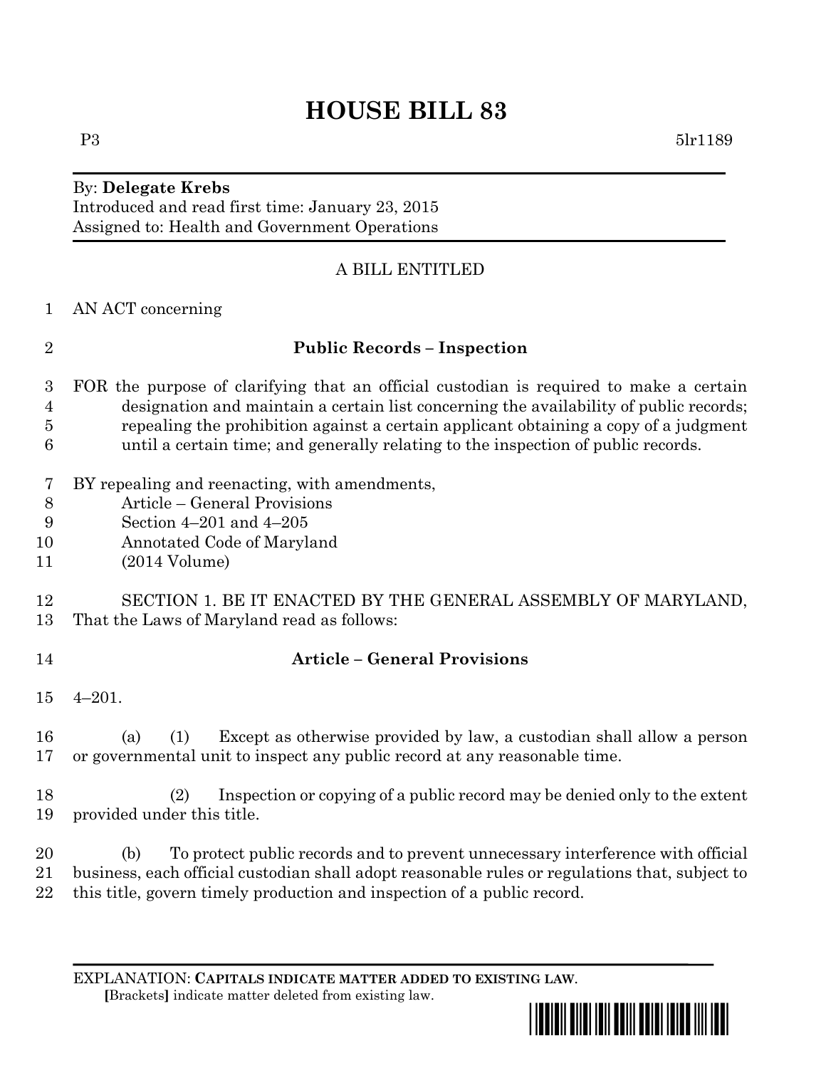# HOUSE BILL 83

P3 5lr1189

By: **Delegate Krebs**
Introduced and read first time: January 23, 2015
Assigned to: Health and Government Operations

A BILL ENTITLED

AN ACT concerning

**Public Records – Inspection**

FOR the purpose of clarifying that an official custodian is required to make a certain designation and maintain a certain list concerning the availability of public records; repealing the prohibition against a certain applicant obtaining a copy of a judgment until a certain time; and generally relating to the inspection of public records.

BY repealing and reenacting, with amendments,
Article – General Provisions
Section 4–201 and 4–205
Annotated Code of Maryland
(2014 Volume)

SECTION 1. BE IT ENACTED BY THE GENERAL ASSEMBLY OF MARYLAND, That the Laws of Maryland read as follows:

**Article – General Provisions**

4–201.

(a) (1) Except as otherwise provided by law, a custodian shall allow a person or governmental unit to inspect any public record at any reasonable time.

(2) Inspection or copying of a public record may be denied only to the extent provided under this title.

(b) To protect public records and to prevent unnecessary interference with official business, each official custodian shall adopt reasonable rules or regulations that, subject to this title, govern timely production and inspection of a public record.

EXPLANATION: **CAPITALS INDICATE MATTER ADDED TO EXISTING LAW.**
**[**Brackets**]** indicate matter deleted from existing law.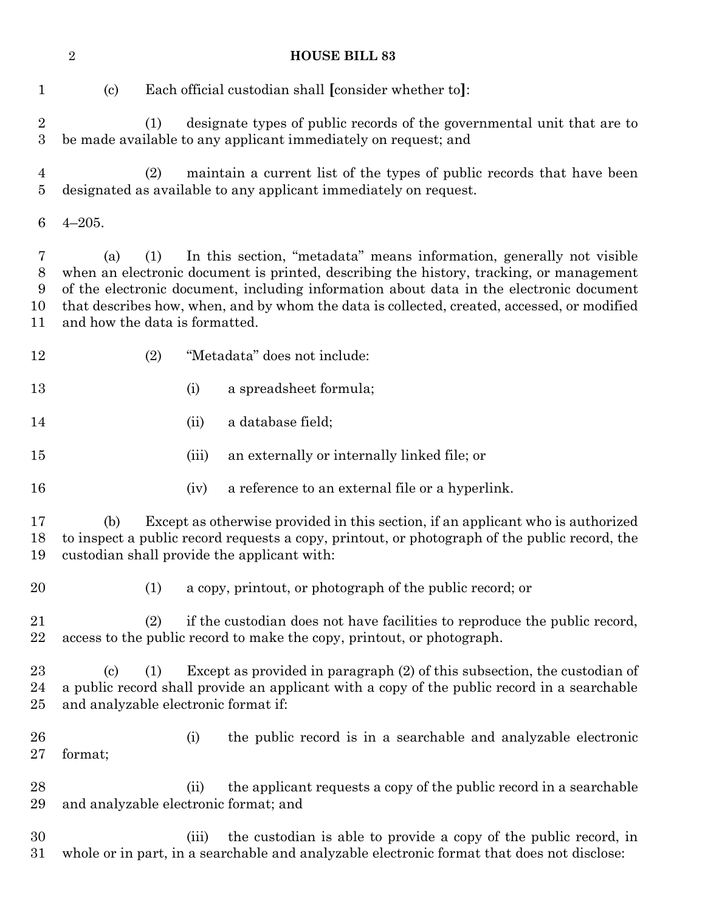(c) Each official custodian shall [consider whether to]:

(1) designate types of public records of the governmental unit that are to be made available to any applicant immediately on request; and

(2) maintain a current list of the types of public records that have been designated as available to any applicant immediately on request.

4–205.

(a) (1) In this section, "metadata" means information, generally not visible when an electronic document is printed, describing the history, tracking, or management of the electronic document, including information about data in the electronic document that describes how, when, and by whom the data is collected, created, accessed, or modified and how the data is formatted.

(2) "Metadata" does not include:

(i) a spreadsheet formula;

(ii) a database field;

(iii) an externally or internally linked file; or

(iv) a reference to an external file or a hyperlink.

(b) Except as otherwise provided in this section, if an applicant who is authorized to inspect a public record requests a copy, printout, or photograph of the public record, the custodian shall provide the applicant with:

(1) a copy, printout, or photograph of the public record; or

(2) if the custodian does not have facilities to reproduce the public record, access to the public record to make the copy, printout, or photograph.

(c) (1) Except as provided in paragraph (2) of this subsection, the custodian of a public record shall provide an applicant with a copy of the public record in a searchable and analyzable electronic format if:

(i) the public record is in a searchable and analyzable electronic format;

(ii) the applicant requests a copy of the public record in a searchable and analyzable electronic format; and

(iii) the custodian is able to provide a copy of the public record, in whole or in part, in a searchable and analyzable electronic format that does not disclose: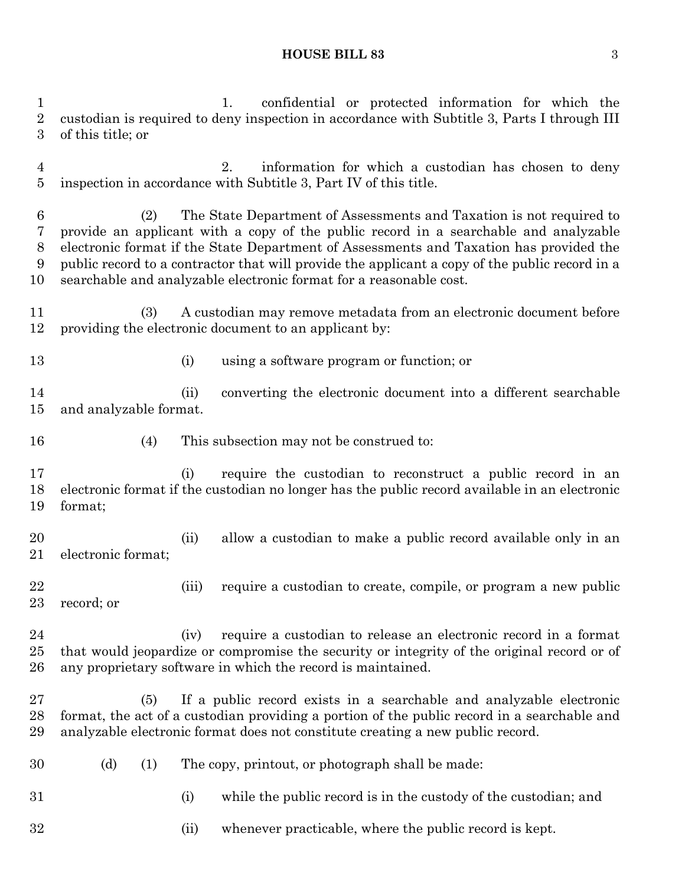1. confidential or protected information for which the custodian is required to deny inspection in accordance with Subtitle 3, Parts I through III of this title; or

2. information for which a custodian has chosen to deny inspection in accordance with Subtitle 3, Part IV of this title.

(2) The State Department of Assessments and Taxation is not required to provide an applicant with a copy of the public record in a searchable and analyzable electronic format if the State Department of Assessments and Taxation has provided the public record to a contractor that will provide the applicant a copy of the public record in a searchable and analyzable electronic format for a reasonable cost.

(3) A custodian may remove metadata from an electronic document before providing the electronic document to an applicant by:

(i) using a software program or function; or

(ii) converting the electronic document into a different searchable and analyzable format.

(4) This subsection may not be construed to:

(i) require the custodian to reconstruct a public record in an electronic format if the custodian no longer has the public record available in an electronic format;

(ii) allow a custodian to make a public record available only in an electronic format;

(iii) require a custodian to create, compile, or program a new public record; or

(iv) require a custodian to release an electronic record in a format that would jeopardize or compromise the security or integrity of the original record or of any proprietary software in which the record is maintained.

(5) If a public record exists in a searchable and analyzable electronic format, the act of a custodian providing a portion of the public record in a searchable and analyzable electronic format does not constitute creating a new public record.

(d) (1) The copy, printout, or photograph shall be made:

(i) while the public record is in the custody of the custodian; and

(ii) whenever practicable, where the public record is kept.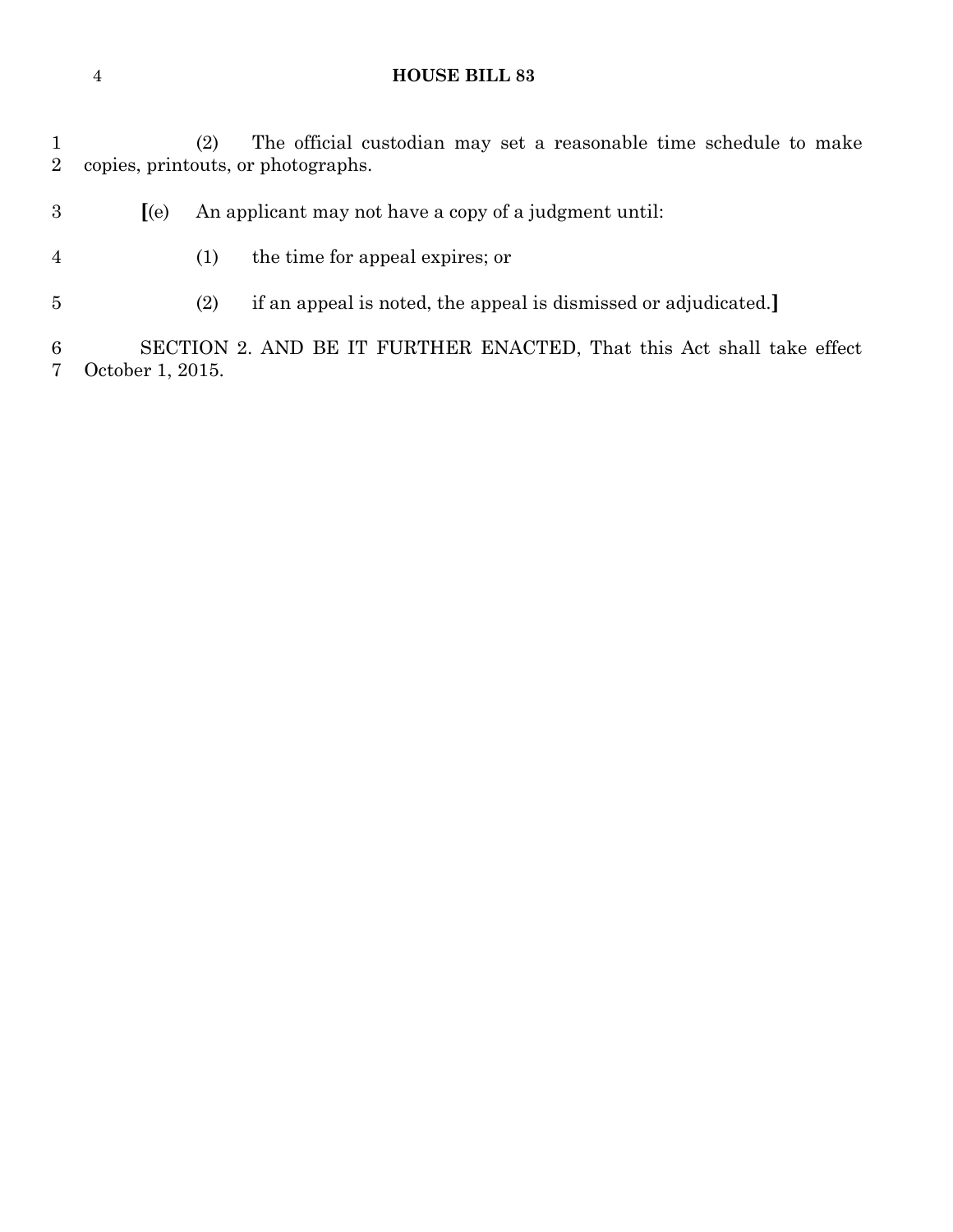(2) The official custodian may set a reasonable time schedule to make copies, printouts, or photographs.

**[**(e) An applicant may not have a copy of a judgment until:

(1) the time for appeal expires; or

(2) if an appeal is noted, the appeal is dismissed or adjudicated.**]**

SECTION 2. AND BE IT FURTHER ENACTED, That this Act shall take effect October 1, 2015.